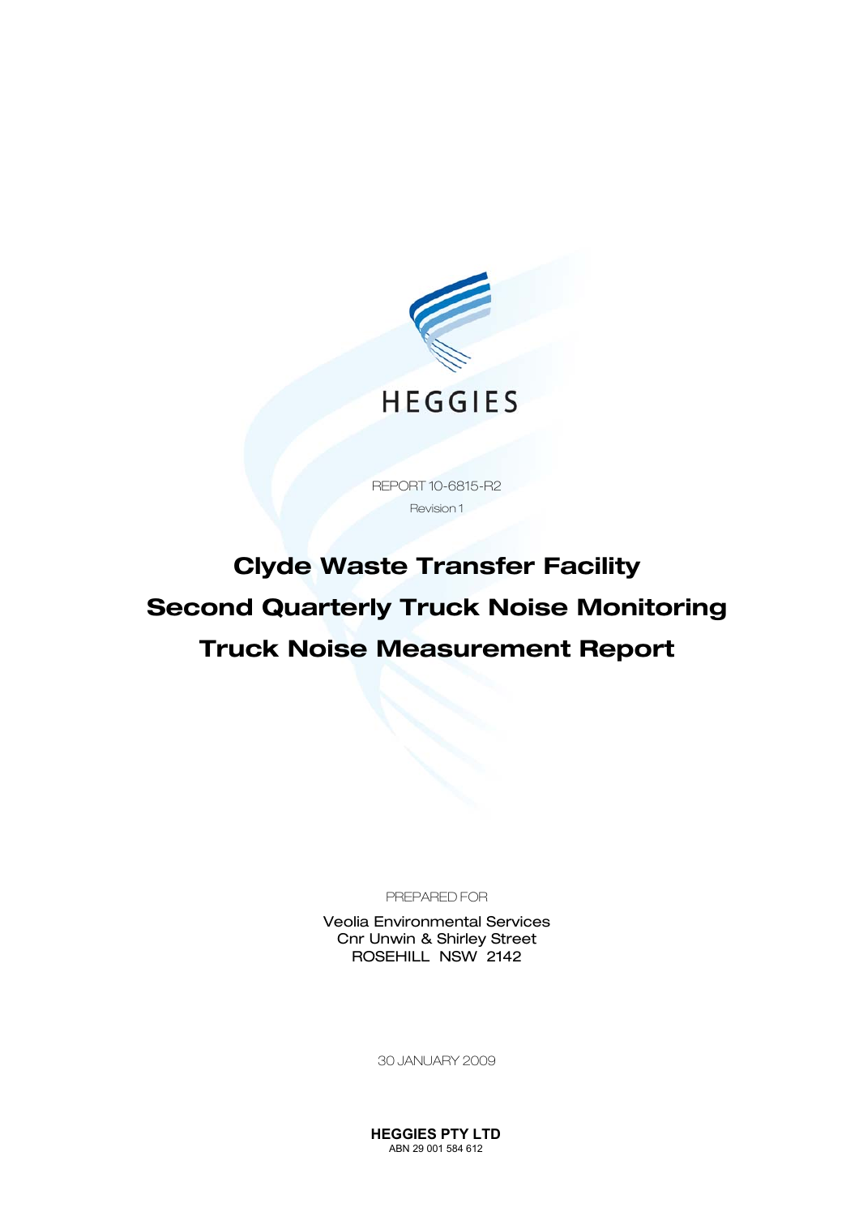HEGGIES

REPORT 10-6815-R2

Revision 1

# Clyde Waste Transfer Facility
# Second Quarterly Truck Noise Monitoring
# Truck Noise Measurement Report

PREPARED FOR

Veolia Environmental Services
Cnr Unwin & Shirley Street
ROSEHILL NSW 2142

30 JANUARY 2009

**HEGGIES PTY LTD**
ABN 29 001 584 612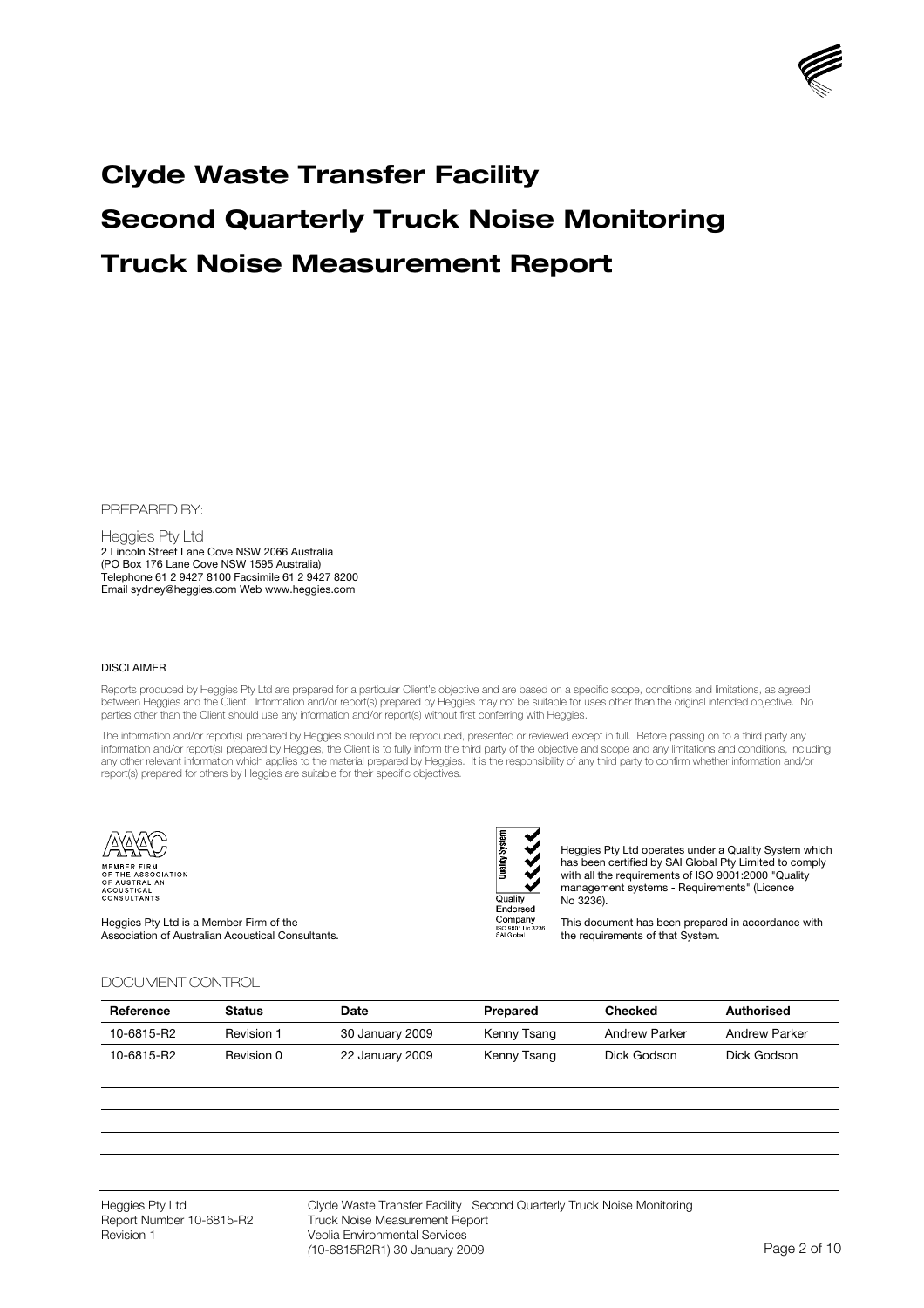# Clyde Waste Transfer Facility

# Second Quarterly Truck Noise Monitoring

# Truck Noise Measurement Report

PREPARED BY:

Heggies Pty Ltd
2 Lincoln Street Lane Cove NSW 2066 Australia
(PO Box 176 Lane Cove NSW 1595 Australia)
Telephone 61 2 9427 8100 Facsimile 61 2 9427 8200
Email sydney@heggies.com Web www.heggies.com

DISCLAIMER

Reports produced by Heggies Pty Ltd are prepared for a particular Client's objective and are based on a specific scope, conditions and limitations, as agreed between Heggies and the Client. Information and/or report(s) prepared by Heggies may not be suitable for uses other than the original intended objective. No parties other than the Client should use any information and/or report(s) without first conferring with Heggies.

The information and/or report(s) prepared by Heggies should not be reproduced, presented or reviewed except in full. Before passing on to a third party any information and/or report(s) prepared by Heggies, the Client is to fully inform the third party of the objective and scope and any limitations and conditions, including any other relevant information which applies to the material prepared by Heggies. It is the responsibility of any third party to confirm whether information and/or report(s) prepared for others by Heggies are suitable for their specific objectives.

MEMBER FIRM OF THE ASSOCIATION OF AUSTRALIAN ACOUSTICAL CONSULTANTS

Heggies Pty Ltd is a Member Firm of the Association of Australian Acoustical Consultants.

Quality System
Quality Endorsed Company
ISO 9001 Lic 3236
SAI Global

Heggies Pty Ltd operates under a Quality System which has been certified by SAI Global Pty Limited to comply with all the requirements of ISO 9001:2000 "Quality management systems - Requirements" (Licence No 3236).

This document has been prepared in accordance with the requirements of that System.

DOCUMENT CONTROL

| Reference | Status | Date | Prepared | Checked | Authorised |
|---|---|---|---|---|---|
| 10-6815-R2 | Revision 1 | 30 January 2009 | Kenny Tsang | Andrew Parker | Andrew Parker |
| 10-6815-R2 | Revision 0 | 22 January 2009 | Kenny Tsang | Dick Godson | Dick Godson |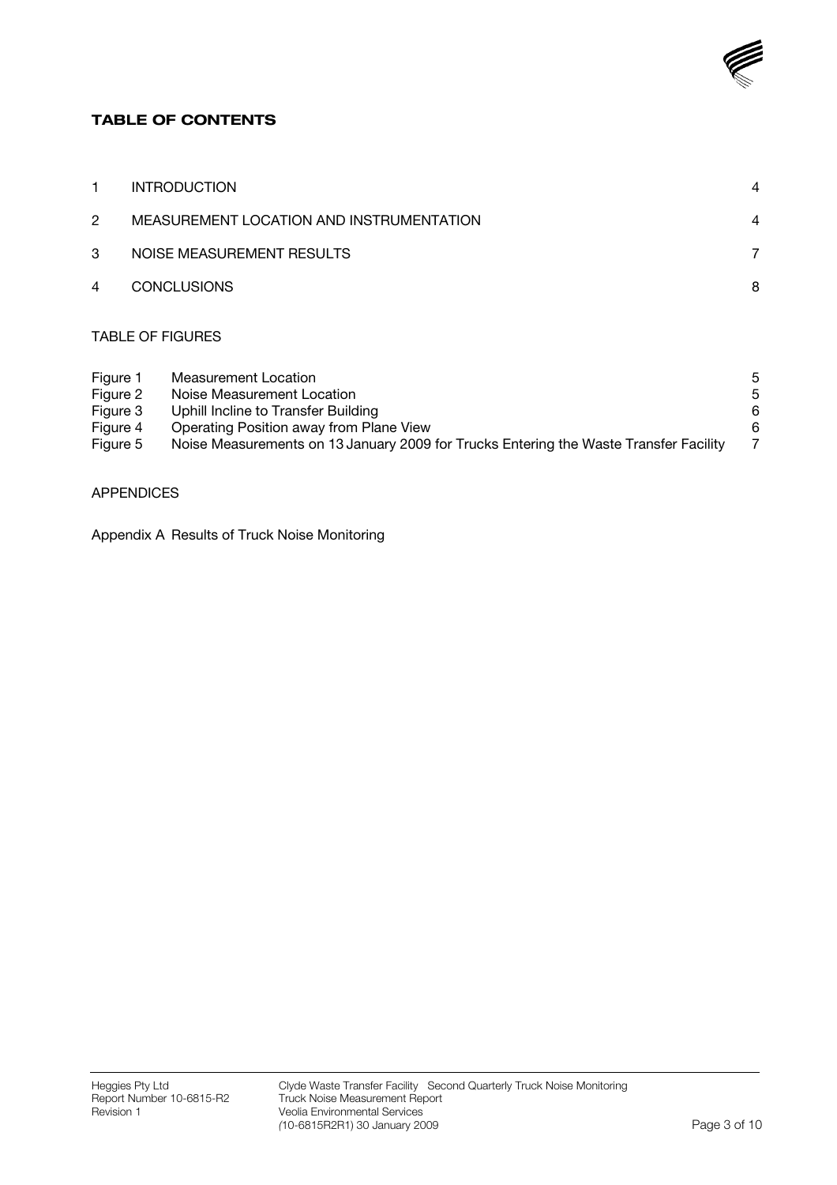# TABLE OF CONTENTS

| | | |
|---|---|---|
| 1 | INTRODUCTION | 4 |
| 2 | MEASUREMENT LOCATION AND INSTRUMENTATION | 4 |
| 3 | NOISE MEASUREMENT RESULTS | 7 |
| 4 | CONCLUSIONS | 8 |

TABLE OF FIGURES

| | | |
|---|---|---|
| Figure 1 | Measurement Location | 5 |
| Figure 2 | Noise Measurement Location | 5 |
| Figure 3 | Uphill Incline to Transfer Building | 6 |
| Figure 4 | Operating Position away from Plane View | 6 |
| Figure 5 | Noise Measurements on 13 January 2009 for Trucks Entering the Waste Transfer Facility | 7 |

APPENDICES

Appendix A Results of Truck Noise Monitoring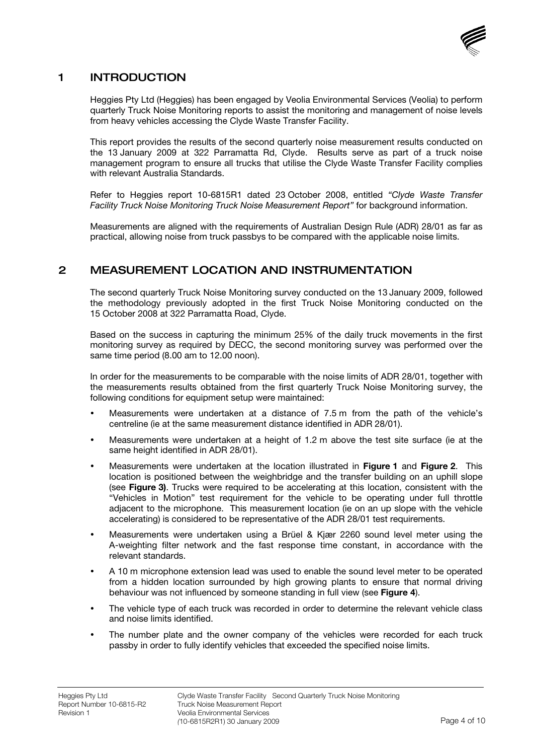# 1 INTRODUCTION

Heggies Pty Ltd (Heggies) has been engaged by Veolia Environmental Services (Veolia) to perform quarterly Truck Noise Monitoring reports to assist the monitoring and management of noise levels from heavy vehicles accessing the Clyde Waste Transfer Facility.

This report provides the results of the second quarterly noise measurement results conducted on the 13 January 2009 at 322 Parramatta Rd, Clyde. Results serve as part of a truck noise management program to ensure all trucks that utilise the Clyde Waste Transfer Facility complies with relevant Australia Standards.

Refer to Heggies report 10-6815R1 dated 23 October 2008, entitled *"Clyde Waste Transfer Facility Truck Noise Monitoring Truck Noise Measurement Report"* for background information.

Measurements are aligned with the requirements of Australian Design Rule (ADR) 28/01 as far as practical, allowing noise from truck passbys to be compared with the applicable noise limits.

# 2 MEASUREMENT LOCATION AND INSTRUMENTATION

The second quarterly Truck Noise Monitoring survey conducted on the 13 January 2009, followed the methodology previously adopted in the first Truck Noise Monitoring conducted on the 15 October 2008 at 322 Parramatta Road, Clyde.

Based on the success in capturing the minimum 25% of the daily truck movements in the first monitoring survey as required by DECC, the second monitoring survey was performed over the same time period (8.00 am to 12.00 noon).

In order for the measurements to be comparable with the noise limits of ADR 28/01, together with the measurements results obtained from the first quarterly Truck Noise Monitoring survey, the following conditions for equipment setup were maintained:

- Measurements were undertaken at a distance of 7.5 m from the path of the vehicle's centreline (ie at the same measurement distance identified in ADR 28/01).
- Measurements were undertaken at a height of 1.2 m above the test site surface (ie at the same height identified in ADR 28/01).
- Measurements were undertaken at the location illustrated in **Figure 1** and **Figure 2**. This location is positioned between the weighbridge and the transfer building on an uphill slope (see **Figure 3)**. Trucks were required to be accelerating at this location, consistent with the "Vehicles in Motion" test requirement for the vehicle to be operating under full throttle adjacent to the microphone. This measurement location (ie on an up slope with the vehicle accelerating) is considered to be representative of the ADR 28/01 test requirements.
- Measurements were undertaken using a Brüel & Kjær 2260 sound level meter using the A-weighting filter network and the fast response time constant, in accordance with the relevant standards.
- A 10 m microphone extension lead was used to enable the sound level meter to be operated from a hidden location surrounded by high growing plants to ensure that normal driving behaviour was not influenced by someone standing in full view (see **Figure 4**).
- The vehicle type of each truck was recorded in order to determine the relevant vehicle class and noise limits identified.
- The number plate and the owner company of the vehicles were recorded for each truck passby in order to fully identify vehicles that exceeded the specified noise limits.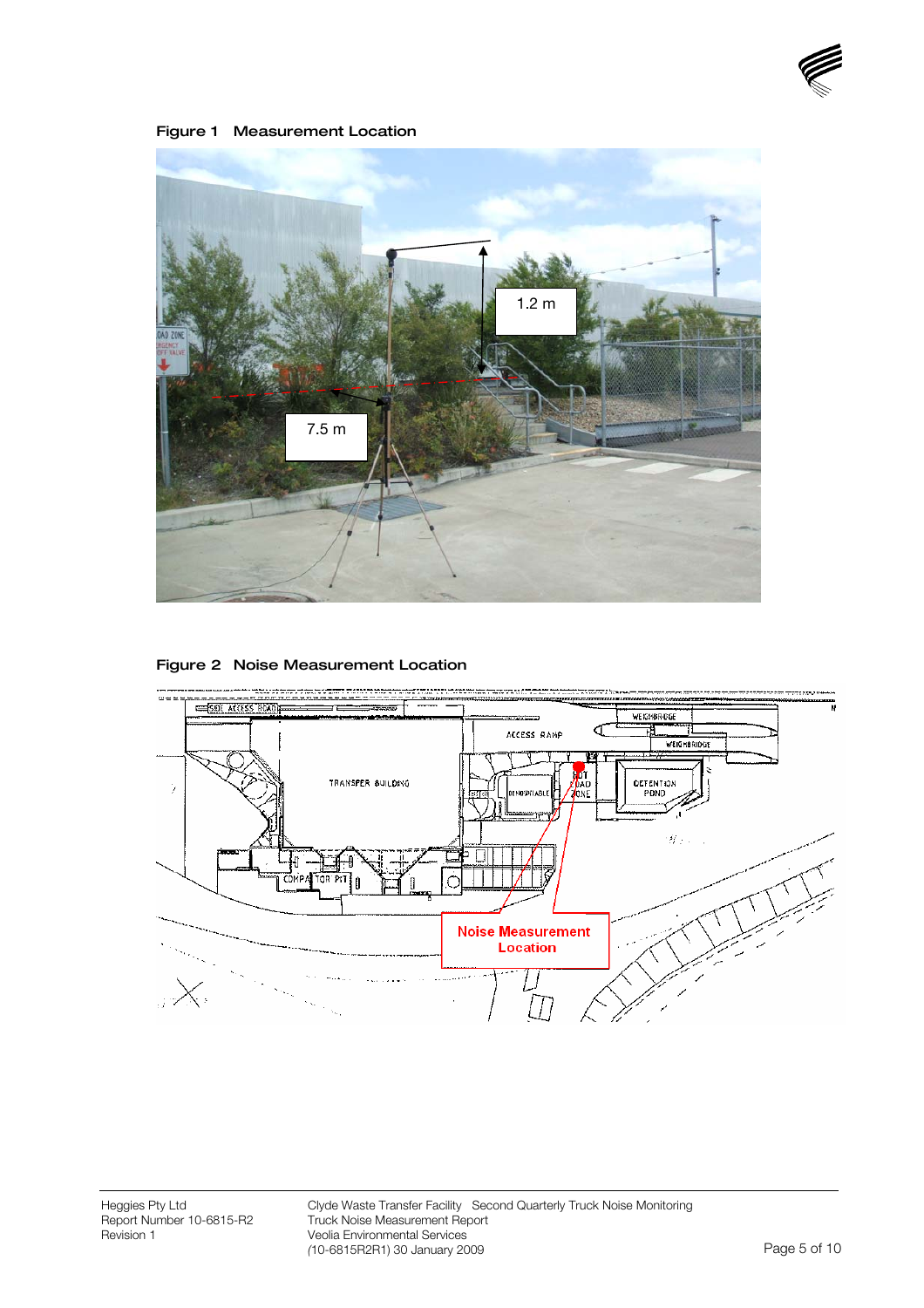Figure 1 Measurement Location

Figure 2 Noise Measurement Location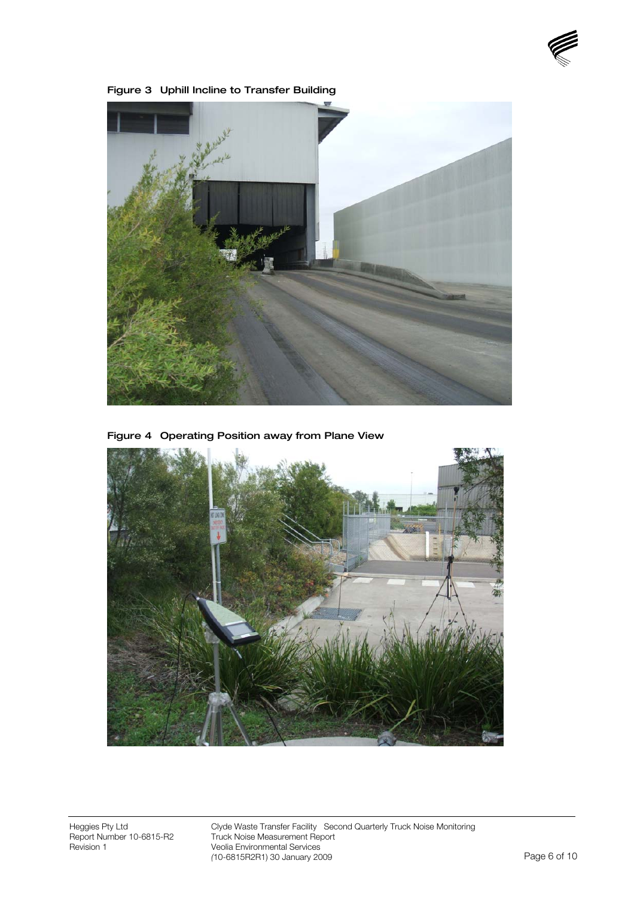Figure 3 Uphill Incline to Transfer Building

Figure 4 Operating Position away from Plane View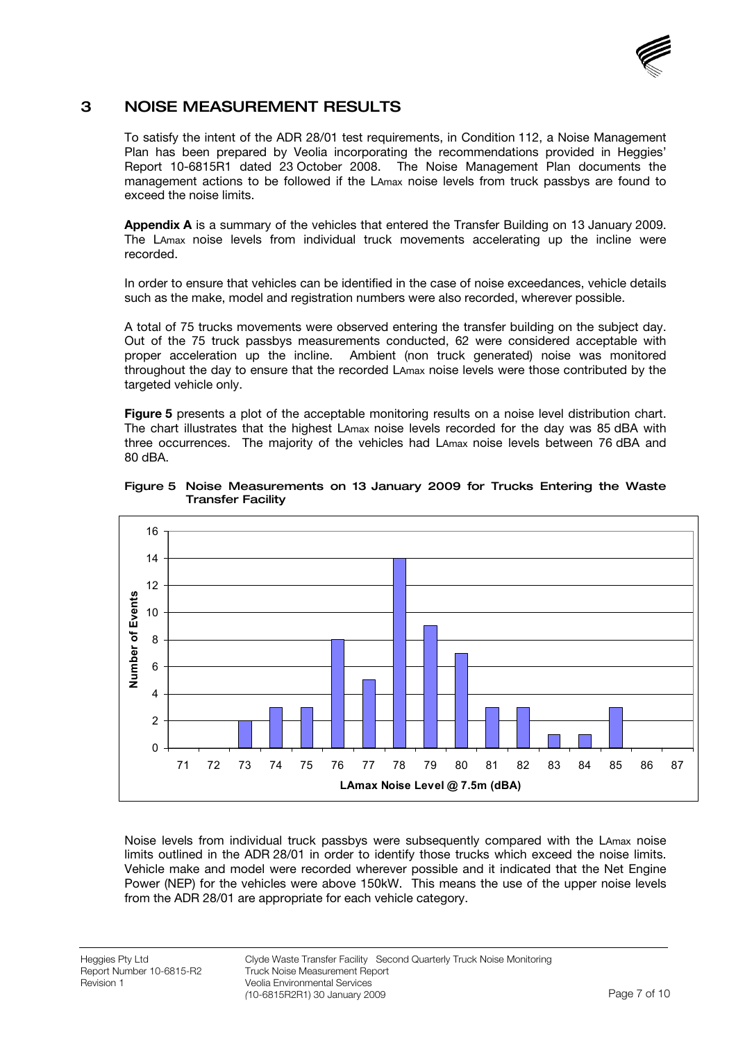## 3 NOISE MEASUREMENT RESULTS

To satisfy the intent of the ADR 28/01 test requirements, in Condition 112, a Noise Management Plan has been prepared by Veolia incorporating the recommendations provided in Heggies' Report 10-6815R1 dated 23 October 2008. The Noise Management Plan documents the management actions to be followed if the LAmax noise levels from truck passbys are found to exceed the noise limits.

**Appendix A** is a summary of the vehicles that entered the Transfer Building on 13 January 2009. The LAmax noise levels from individual truck movements accelerating up the incline were recorded.

In order to ensure that vehicles can be identified in the case of noise exceedances, vehicle details such as the make, model and registration numbers were also recorded, wherever possible.

A total of 75 trucks movements were observed entering the transfer building on the subject day. Out of the 75 truck passbys measurements conducted, 62 were considered acceptable with proper acceleration up the incline. Ambient (non truck generated) noise was monitored throughout the day to ensure that the recorded LAmax noise levels were those contributed by the targeted vehicle only.

**Figure 5** presents a plot of the acceptable monitoring results on a noise level distribution chart. The chart illustrates that the highest LAmax noise levels recorded for the day was 85 dBA with three occurrences. The majority of the vehicles had LAmax noise levels between 76 dBA and 80 dBA.

**Figure 5 Noise Measurements on 13 January 2009 for Trucks Entering the Waste Transfer Facility**

Number of Events

0
2
4
6
8
10
12
14
16

71 72 73 74 75 76 77 78 79 80 81 82 83 84 85 86 87

LAmax Noise Level @ 7.5m (dBA)

Noise levels from individual truck passbys were subsequently compared with the LAmax noise limits outlined in the ADR 28/01 in order to identify those trucks which exceed the noise limits. Vehicle make and model were recorded wherever possible and it indicated that the Net Engine Power (NEP) for the vehicles were above 150kW. This means the use of the upper noise levels from the ADR 28/01 are appropriate for each vehicle category.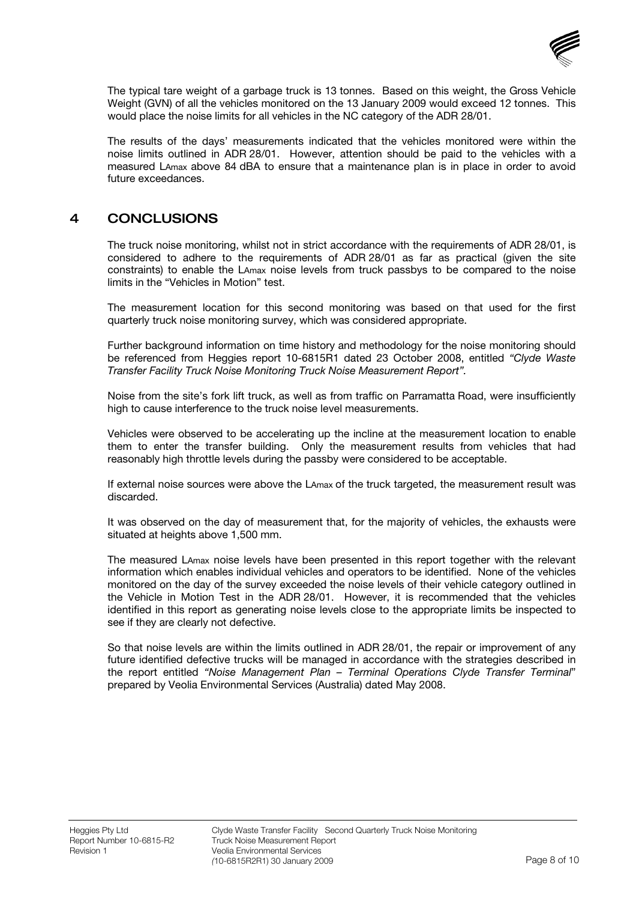The typical tare weight of a garbage truck is 13 tonnes. Based on this weight, the Gross Vehicle Weight (GVN) of all the vehicles monitored on the 13 January 2009 would exceed 12 tonnes. This would place the noise limits for all vehicles in the NC category of the ADR 28/01.

The results of the days' measurements indicated that the vehicles monitored were within the noise limits outlined in ADR 28/01. However, attention should be paid to the vehicles with a measured $L_{Amax}$ above 84 dBA to ensure that a maintenance plan is in place in order to avoid future exceedances.

# 4 CONCLUSIONS

The truck noise monitoring, whilst not in strict accordance with the requirements of ADR 28/01, is considered to adhere to the requirements of ADR 28/01 as far as practical (given the site constraints) to enable the $L_{Amax}$ noise levels from truck passbys to be compared to the noise limits in the "Vehicles in Motion" test.

The measurement location for this second monitoring was based on that used for the first quarterly truck noise monitoring survey, which was considered appropriate.

Further background information on time history and methodology for the noise monitoring should be referenced from Heggies report 10-6815R1 dated 23 October 2008, entitled *"Clyde Waste Transfer Facility Truck Noise Monitoring Truck Noise Measurement Report".*

Noise from the site's fork lift truck, as well as from traffic on Parramatta Road, were insufficiently high to cause interference to the truck noise level measurements.

Vehicles were observed to be accelerating up the incline at the measurement location to enable them to enter the transfer building. Only the measurement results from vehicles that had reasonably high throttle levels during the passby were considered to be acceptable.

If external noise sources were above the $L_{Amax}$ of the truck targeted, the measurement result was discarded.

It was observed on the day of measurement that, for the majority of vehicles, the exhausts were situated at heights above 1,500 mm.

The measured $L_{Amax}$ noise levels have been presented in this report together with the relevant information which enables individual vehicles and operators to be identified. None of the vehicles monitored on the day of the survey exceeded the noise levels of their vehicle category outlined in the Vehicle in Motion Test in the ADR 28/01. However, it is recommended that the vehicles identified in this report as generating noise levels close to the appropriate limits be inspected to see if they are clearly not defective.

So that noise levels are within the limits outlined in ADR 28/01, the repair or improvement of any future identified defective trucks will be managed in accordance with the strategies described in the report entitled *"Noise Management Plan – Terminal Operations Clyde Transfer Terminal"* prepared by Veolia Environmental Services (Australia) dated May 2008.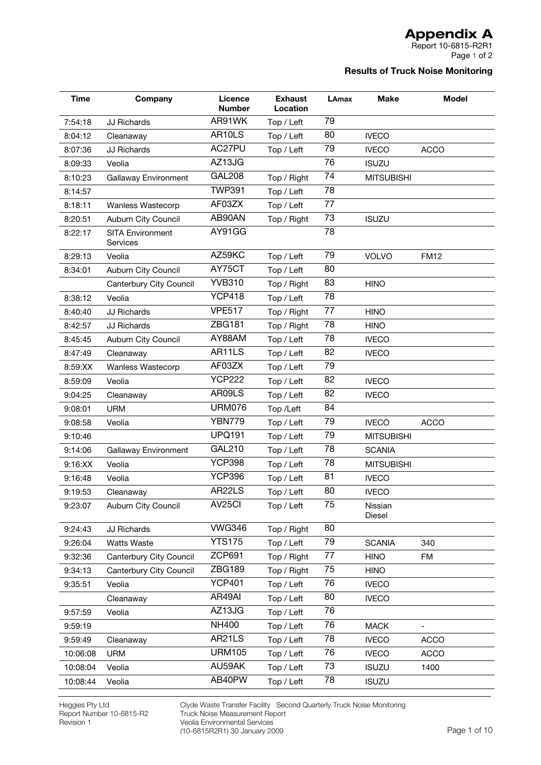# Appendix A

Report 10-6815-R2R1
Page 1 of 2

**Results of Truck Noise Monitoring**

| Time | Company | Licence Number | Exhaust Location | LAmax | Make | Model |
|---|---|---|---|---|---|---|
| 7:54:18 | JJ Richards | AR91WK | Top / Left | 79 | | |
| 8:04:12 | Cleanaway | AR10LS | Top / Left | 80 | IVECO | |
| 8:07:36 | JJ Richards | AC27PU | Top / Left | 79 | IVECO | ACCO |
| 8:09:33 | Veolia | AZ13JG | | 76 | ISUZU | |
| 8:10:23 | Gallaway Environment | GAL208 | Top / Right | 74 | MITSUBISHI | |
| 8:14:57 | | TWP391 | Top / Left | 78 | | |
| 8:18:11 | Wanless Wastecorp | AF03ZX | Top / Left | 77 | | |
| 8:20:51 | Auburn City Council | AB90AN | Top / Right | 73 | ISUZU | |
| 8:22:17 | SITA Environment Services | AY91GG | | 78 | | |
| 8:29:13 | Veolia | AZ59KC | Top / Left | 79 | VOLVO | FM12 |
| 8:34:01 | Auburn City Council | AY75CT | Top / Left | 80 | | |
| | Canterbury City Council | YVB310 | Top / Right | 83 | HINO | |
| 8:38:12 | Veolia | YCP418 | Top / Left | 78 | | |
| 8:40:40 | JJ Richards | VPE517 | Top / Right | 77 | HINO | |
| 8:42:57 | JJ Richards | ZBG181 | Top / Right | 78 | HINO | |
| 8:45:45 | Auburn City Council | AY88AM | Top / Left | 78 | IVECO | |
| 8:47:49 | Cleanaway | AR11LS | Top / Left | 82 | IVECO | |
| 8:59:XX | Wanless Wastecorp | AF03ZX | Top / Left | 79 | | |
| 8:59:09 | Veolia | YCP222 | Top / Left | 82 | IVECO | |
| 9:04:25 | Cleanaway | AR09LS | Top / Left | 82 | IVECO | |
| 9:08:01 | URM | URM076 | Top /Left | 84 | | |
| 9:08:58 | Veolia | YBN779 | Top / Left | 79 | IVECO | ACCO |
| 9:10:46 | | UPQ191 | Top / Left | 79 | MITSUBISHI | |
| 9:14:06 | Gallaway Environment | GAL210 | Top / Left | 78 | SCANIA | |
| 9:16:XX | Veolia | YCP398 | Top / Left | 78 | MITSUBISHI | |
| 9:16:48 | Veolia | YCP396 | Top / Left | 81 | IVECO | |
| 9:19:53 | Cleanaway | AR22LS | Top / Left | 80 | IVECO | |
| 9:23:07 | Auburn City Council | AV25CI | Top / Left | 75 | Nissian Diesel | |
| 9:24:43 | JJ Richards | VWG346 | Top / Right | 80 | | |
| 9:26:04 | Watts Waste | YTS175 | Top / Left | 79 | SCANIA | 340 |
| 9:32:36 | Canterbury City Council | ZCP691 | Top / Right | 77 | HINO | FM |
| 9:34:13 | Canterbury City Council | ZBG189 | Top / Right | 75 | HINO | |
| 9:35:51 | Veolia | YCP401 | Top / Left | 76 | IVECO | |
| | Cleanaway | AR49AI | Top / Left | 80 | IVECO | |
| 9:57:59 | Veolia | AZ13JG | Top / Left | 76 | | |
| 9:59:19 | | NH400 | Top / Left | 76 | MACK | - |
| 9:59:49 | Cleanaway | AR21LS | Top / Left | 78 | IVECO | ACCO |
| 10:06:08 | URM | URM105 | Top / Left | 76 | IVECO | ACCO |
| 10:08:04 | Veolia | AU59AK | Top / Left | 73 | ISUZU | 1400 |
| 10:08:44 | Veolia | AB40PW | Top / Left | 78 | ISUZU | |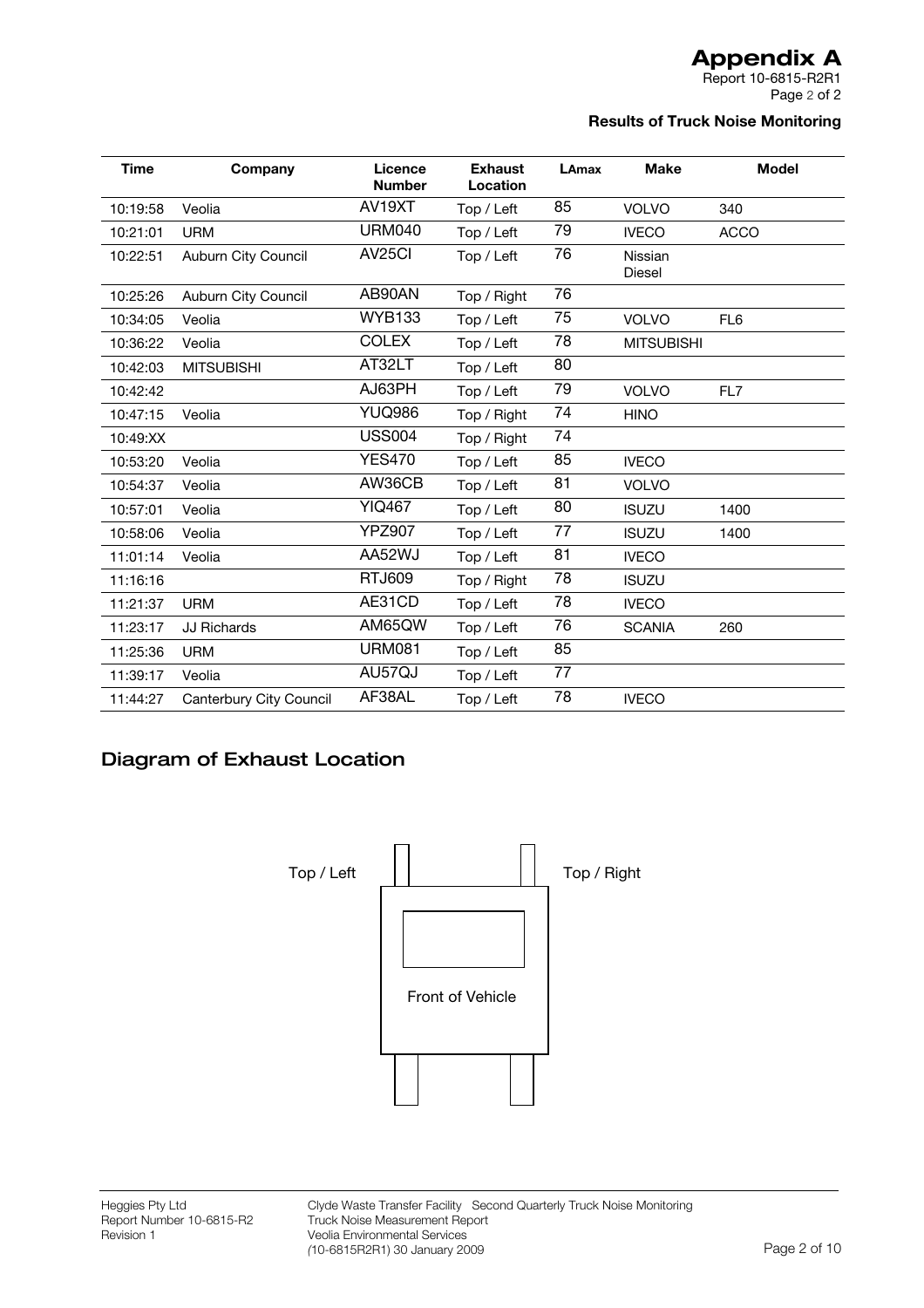# Appendix A

Report 10-6815-R2R1

Page 2 of 2

**Results of Truck Noise Monitoring**

| Time | Company | Licence Number | Exhaust Location | LAmax | Make | Model |
|---|---|---|---|---|---|---|
| 10:19:58 | Veolia | AV19XT | Top / Left | 85 | VOLVO | 340 |
| 10:21:01 | URM | URM040 | Top / Left | 79 | IVECO | ACCO |
| 10:22:51 | Auburn City Council | AV25CI | Top / Left | 76 | Nissian Diesel | |
| 10:25:26 | Auburn City Council | AB90AN | Top / Right | 76 | | |
| 10:34:05 | Veolia | WYB133 | Top / Left | 75 | VOLVO | FL6 |
| 10:36:22 | Veolia | COLEX | Top / Left | 78 | MITSUBISHI | |
| 10:42:03 | MITSUBISHI | AT32LT | Top / Left | 80 | | |
| 10:42:42 | | AJ63PH | Top / Left | 79 | VOLVO | FL7 |
| 10:47:15 | Veolia | YUQ986 | Top / Right | 74 | HINO | |
| 10:49:XX | | USS004 | Top / Right | 74 | | |
| 10:53:20 | Veolia | YES470 | Top / Left | 85 | IVECO | |
| 10:54:37 | Veolia | AW36CB | Top / Left | 81 | VOLVO | |
| 10:57:01 | Veolia | YIQ467 | Top / Left | 80 | ISUZU | 1400 |
| 10:58:06 | Veolia | YPZ907 | Top / Left | 77 | ISUZU | 1400 |
| 11:01:14 | Veolia | AA52WJ | Top / Left | 81 | IVECO | |
| 11:16:16 | | RTJ609 | Top / Right | 78 | ISUZU | |
| 11:21:37 | URM | AE31CD | Top / Left | 78 | IVECO | |
| 11:23:17 | JJ Richards | AM65QW | Top / Left | 76 | SCANIA | 260 |
| 11:25:36 | URM | URM081 | Top / Left | 85 | | |
| 11:39:17 | Veolia | AU57QJ | Top / Left | 77 | | |
| 11:44:27 | Canterbury City Council | AF38AL | Top / Left | 78 | IVECO | |

## Diagram of Exhaust Location

Top / Left

Top / Right

Front of Vehicle